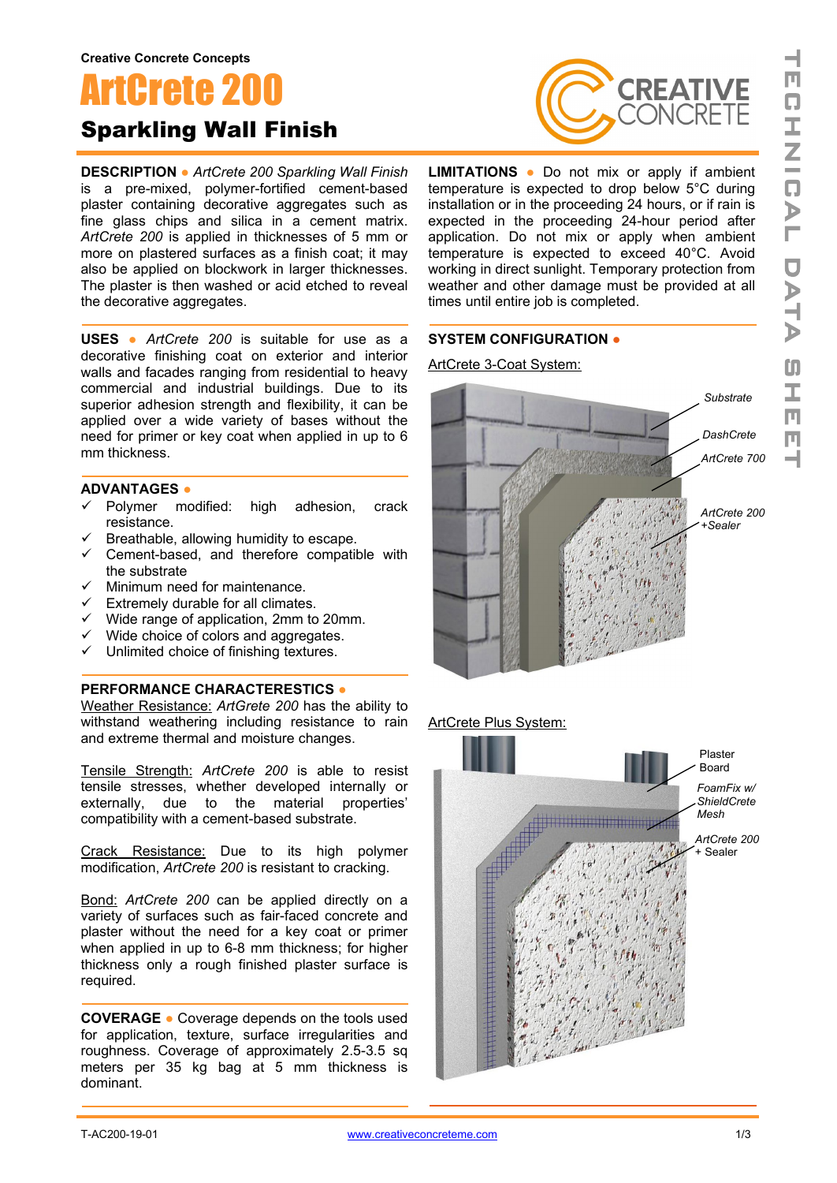Creative Concrete Concepts

# ArtCrete 200

## Sparkling Wall Finish

**DESCRIPTION** ● *ArtCrete 200 Sparkling Wall Finish* is a pre-mixed, polymer-fortified cement-based plaster containing decorative aggregates such as fine glass chips and silica in a cement matrix. *ArtCrete 200* is applied in thicknesses of 5 mm or more on plastered surfaces as a finish coat; it may also be applied on blockwork in larger thicknesses. The plaster is then washed or acid etched to reveal the decorative aggregates.

**USES** ● *ArtCrete 200* is suitable for use as a decorative finishing coat on exterior and interior walls and facades ranging from residential to heavy commercial and industrial buildings. Due to its superior adhesion strength and flexibility, it can be applied over a wide variety of bases without the need for primer or key coat when applied in up to 6 mm thickness.

**ADVANTAGES** ●

- ✓ Polymer modified: high adhesion, crack resistance.
- ✓ Breathable, allowing humidity to escape.
- ✓ Cement-based, and therefore compatible with the substrate
- ✓ Minimum need for maintenance.
- ✓ Extremely durable for all climates.
- ✓ Wide range of application, 2mm to 20mm.
- ✓ Wide choice of colors and aggregates.
- ✓ Unlimited choice of finishing textures.

**PERFORMANCE CHARACTERESTICS** ●

Weather Resistance: *ArtCrete 200* has the ability to withstand weathering including resistance to rain and extreme thermal and moisture changes.

Tensile Strength: *ArtCrete 200* is able to resist tensile stresses, whether developed internally or externally, due to the material properties' compatibility with a cement-based substrate.

Crack Resistance: Due to its high polymer modification, *ArtCrete 200* is resistant to cracking.

Bond: *ArtCrete 200* can be applied directly on a variety of surfaces such as fair-faced concrete and plaster without the need for a key coat or primer when applied in up to 6-8 mm thickness; for higher thickness only a rough finished plaster surface is required.

**COVERAGE** ● Coverage depends on the tools used for application, texture, surface irregularities and roughness. Coverage of approximately 2.5-3.5 sq meters per 35 kg bag at 5 mm thickness is dominant.

**LIMITATIONS** ● Do not mix or apply if ambient temperature is expected to drop below 5°C during installation or in the proceeding 24 hours, or if rain is expected in the proceeding 24-hour period after application. Do not mix or apply when ambient temperature is expected to exceed 40°C. Avoid working in direct sunlight. Temporary protection from weather and other damage must be provided at all times until entire job is completed.

**SYSTEM CONFIGURATION** ●

ArtCrete 3-Coat System:

*Substrate*
*DashCrete*
*ArtCrete 700*
*ArtCrete 200 +Sealer*

ArtCrete Plus System:

Plaster Board
*FoamFix w/ ShieldCrete Mesh*
*ArtCrete 200 + Sealer*

T-AC200-19-01 www.creativeconcreteme.com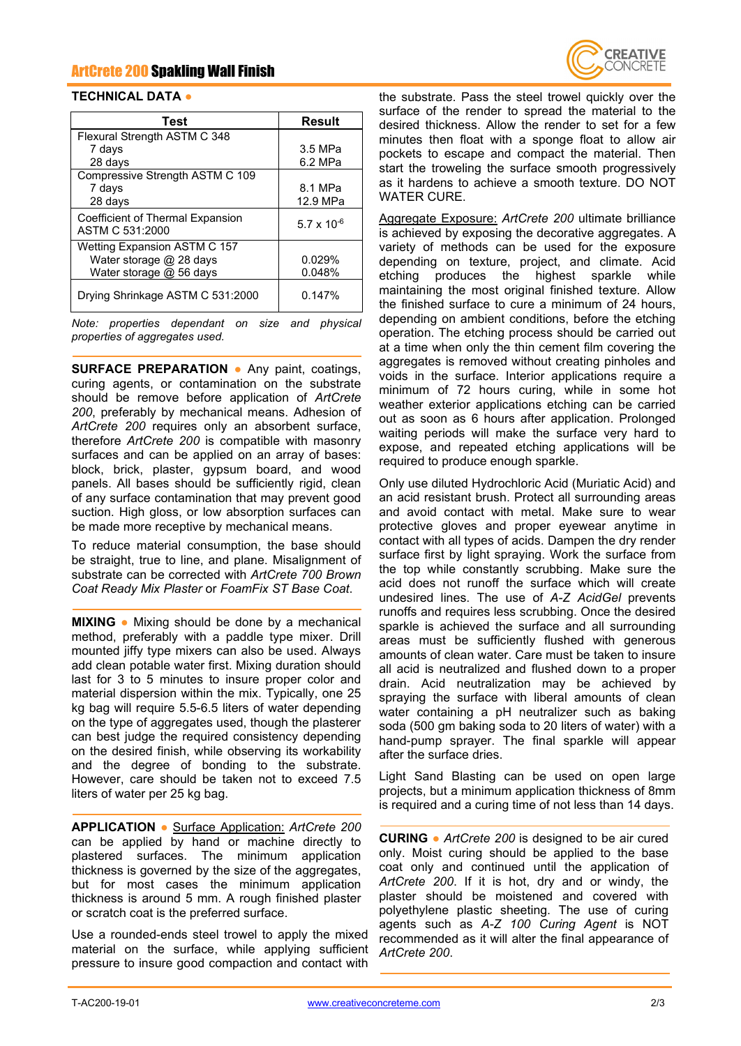## TECHNICAL DATA

| Test | Result |
|---|---|
| Flexural Strength ASTM C 348<br>7 days<br>28 days | <br>3.5 MPa<br>6.2 MPa |
| Compressive Strength ASTM C 109<br>7 days<br>28 days | <br>8.1 MPa<br>12.9 MPa |
| Coefficient of Thermal Expansion ASTM C 531:2000 | $5.7 \times 10^{-6}$ |
| Wetting Expansion ASTM C 157<br>Water storage @ 28 days<br>Water storage @ 56 days | <br>0.029%<br>0.048% |
| Drying Shrinkage ASTM C 531:2000 | 0.147% |

*Note: properties dependant on size and physical properties of aggregates used.*

**SURFACE PREPARATION** • Any paint, coatings, curing agents, or contamination on the substrate should be remove before application of *ArtCrete 200*, preferably by mechanical means. Adhesion of *ArtCrete 200* requires only an absorbent surface, therefore *ArtCrete 200* is compatible with masonry surfaces and can be applied on an array of bases: block, brick, plaster, gypsum board, and wood panels. All bases should be sufficiently rigid, clean of any surface contamination that may prevent good suction. High gloss, or low absorption surfaces can be made more receptive by mechanical means.

To reduce material consumption, the base should be straight, true to line, and plane. Misalignment of substrate can be corrected with *ArtCrete 700 Brown Coat Ready Mix Plaster* or *FoamFix ST Base Coat*.

**MIXING** • Mixing should be done by a mechanical method, preferably with a paddle type mixer. Drill mounted jiffy type mixers can also be used. Always add clean potable water first. Mixing duration should last for 3 to 5 minutes to insure proper color and material dispersion within the mix. Typically, one 25 kg bag will require 5.5-6.5 liters of water depending on the type of aggregates used, though the plasterer can best judge the required consistency depending on the desired finish, while observing its workability and the degree of bonding to the substrate. However, care should be taken not to exceed 7.5 liters of water per 25 kg bag.

**APPLICATION** • Surface Application: *ArtCrete 200* can be applied by hand or machine directly to plastered surfaces. The minimum application thickness is governed by the size of the aggregates, but for most cases the minimum application thickness is around 5 mm. A rough finished plaster or scratch coat is the preferred surface.

Use a rounded-ends steel trowel to apply the mixed material on the surface, while applying sufficient pressure to insure good compaction and contact with the substrate. Pass the steel trowel quickly over the surface of the render to spread the material to the desired thickness. Allow the render to set for a few minutes then float with a sponge float to allow air pockets to escape and compact the material. Then start the troweling the surface smooth progressively as it hardens to achieve a smooth texture. DO NOT WATER CURE.

Aggregate Exposure: *ArtCrete 200* ultimate brilliance is achieved by exposing the decorative aggregates. A variety of methods can be used for the exposure depending on texture, project, and climate. Acid etching produces the highest sparkle while maintaining the most original finished texture. Allow the finished surface to cure a minimum of 24 hours, depending on ambient conditions, before the etching operation. The etching process should be carried out at a time when only the thin cement film covering the aggregates is removed without creating pinholes and voids in the surface. Interior applications require a minimum of 72 hours curing, while in some hot weather exterior applications etching can be carried out as soon as 6 hours after application. Prolonged waiting periods will make the surface very hard to expose, and repeated etching applications will be required to produce enough sparkle.

Only use diluted Hydrochloric Acid (Muriatic Acid) and an acid resistant brush. Protect all surrounding areas and avoid contact with metal. Make sure to wear protective gloves and proper eyewear anytime in contact with all types of acids. Dampen the dry render surface first by light spraying. Work the surface from the top while constantly scrubbing. Make sure the acid does not runoff the surface which will create undesired lines. The use of *A-Z AcidGel* prevents runoffs and requires less scrubbing. Once the desired sparkle is achieved the surface and all surrounding areas must be sufficiently flushed with generous amounts of clean water. Care must be taken to insure all acid is neutralized and flushed down to a proper drain. Acid neutralization may be achieved by spraying the surface with liberal amounts of clean water containing a pH neutralizer such as baking soda (500 gm baking soda to 20 liters of water) with a hand-pump sprayer. The final sparkle will appear after the surface dries.

Light Sand Blasting can be used on open large projects, but a minimum application thickness of 8mm is required and a curing time of not less than 14 days.

**CURING** • *ArtCrete 200* is designed to be air cured only. Moist curing should be applied to the base coat only and continued until the application of *ArtCrete 200*. If it is hot, dry and or windy, the plaster should be moistened and covered with polyethylene plastic sheeting. The use of curing agents such as *A-Z 100 Curing Agent* is NOT recommended as it will alter the final appearance of *ArtCrete 200*.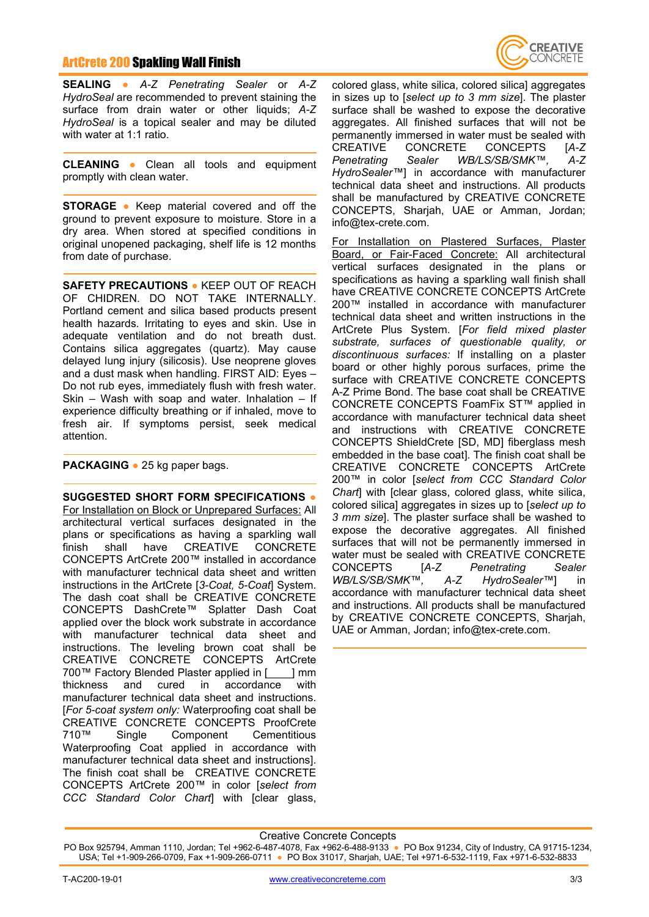## ArtCrete 200 Spakling Wall Finish

**SEALING** ● *A-Z Penetrating Sealer* or *A-Z HydroSeal* are recommended to prevent staining the surface from drain water or other liquids; *A-Z HydroSeal* is a topical sealer and may be diluted with water at 1:1 ratio.

**CLEANING** ● Clean all tools and equipment promptly with clean water.

**STORAGE** ● Keep material covered and off the ground to prevent exposure to moisture. Store in a dry area. When stored at specified conditions in original unopened packaging, shelf life is 12 months from date of purchase.

**SAFETY PRECAUTIONS** ● KEEP OUT OF REACH OF CHIDREN. DO NOT TAKE INTERNALLY. Portland cement and silica based products present health hazards. Irritating to eyes and skin. Use in adequate ventilation and do not breath dust. Contains silica aggregates (quartz). May cause delayed lung injury (silicosis). Use neoprene gloves and a dust mask when handling. FIRST AID: Eyes – Do not rub eyes, immediately flush with fresh water. Skin – Wash with soap and water. Inhalation – If experience difficulty breathing or if inhaled, move to fresh air. If symptoms persist, seek medical attention.

**PACKAGING** ● 25 kg paper bags.

**SUGGESTED SHORT FORM SPECIFICATIONS** ●
For Installation on Block or Unprepared Surfaces: All architectural vertical surfaces designated in the plans or specifications as having a sparkling wall finish shall have CREATIVE CONCRETE CONCEPTS ArtCrete 200™ installed in accordance with manufacturer technical data sheet and written instructions in the ArtCrete [*3-Coat, 5-Coat*] System. The dash coat shall be CREATIVE CONCRETE CONCEPTS DashCrete™ Splatter Dash Coat applied over the block work substrate in accordance with manufacturer technical data sheet and instructions. The leveling brown coat shall be CREATIVE CONCRETE CONCEPTS ArtCrete 700™ Factory Blended Plaster applied in [____] mm thickness and cured in accordance with manufacturer technical data sheet and instructions. [*For 5-coat system only:* Waterproofing coat shall be CREATIVE CONCRETE CONCEPTS ProofCrete 710™ Single Component Cementitious Waterproofing Coat applied in accordance with manufacturer technical data sheet and instructions]. The finish coat shall be CREATIVE CONCRETE CONCEPTS ArtCrete 200™ in color [*select from CCC Standard Color Chart*] with [clear glass, colored glass, white silica, colored silica] aggregates in sizes up to [*select up to 3 mm size*]. The plaster surface shall be washed to expose the decorative aggregates. All finished surfaces that will not be permanently immersed in water must be sealed with CREATIVE CONCRETE CONCEPTS [*A-Z Penetrating Sealer WB/LS/SB/SMK™, A-Z HydroSealer™*] in accordance with manufacturer technical data sheet and instructions. All products shall be manufactured by CREATIVE CONCRETE CONCEPTS, Sharjah, UAE or Amman, Jordan; info@tex-crete.com.

For Installation on Plastered Surfaces, Plaster Board, or Fair-Faced Concrete: All architectural vertical surfaces designated in the plans or specifications as having a sparkling wall finish shall have CREATIVE CONCRETE CONCEPTS ArtCrete 200™ installed in accordance with manufacturer technical data sheet and written instructions in the ArtCrete Plus System. [*For field mixed plaster substrate, surfaces of questionable quality, or discontinuous surfaces:* If installing on a plaster board or other highly porous surfaces, prime the surface with CREATIVE CONCRETE CONCEPTS A-Z Prime Bond. The base coat shall be CREATIVE CONCRETE CONCEPTS FoamFix ST™ applied in accordance with manufacturer technical data sheet and instructions with CREATIVE CONCRETE CONCEPTS ShieldCrete [SD, MD] fiberglass mesh embedded in the base coat]. The finish coat shall be CREATIVE CONCRETE CONCEPTS ArtCrete 200™ in color [*select from CCC Standard Color Chart*] with [clear glass, colored glass, white silica, colored silica] aggregates in sizes up to [*select up to 3 mm size*]. The plaster surface shall be washed to expose the decorative aggregates. All finished surfaces that will not be permanently immersed in water must be sealed with CREATIVE CONCRETE CONCEPTS [*A-Z Penetrating Sealer WB/LS/SB/SMK™, A-Z HydroSealer™*] in accordance with manufacturer technical data sheet and instructions. All products shall be manufactured by CREATIVE CONCRETE CONCEPTS, Sharjah, UAE or Amman, Jordan; info@tex-crete.com.

Creative Concrete Concepts
PO Box 925794, Amman 1110, Jordan; Tel +962-6-487-4078, Fax +962-6-488-9133 ● PO Box 91234, City of Industry, CA 91715-1234, USA; Tel +1-909-266-0709, Fax +1-909-266-0711 ● PO Box 31017, Sharjah, UAE; Tel +971-6-532-1119, Fax +971-6-532-8833

T-AC200-19-01 www.creativeconcreteme.com